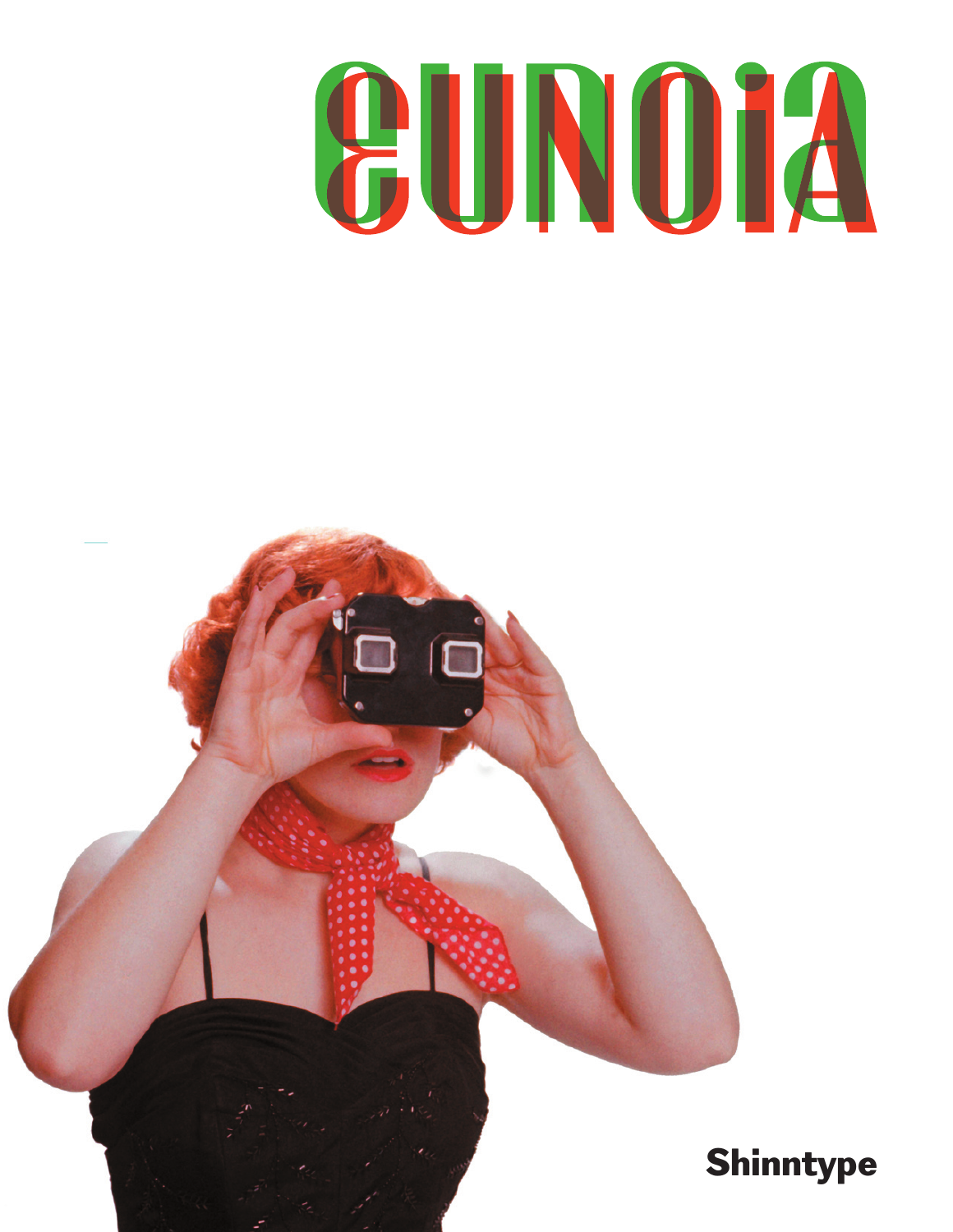# eunoia

**Shinntype**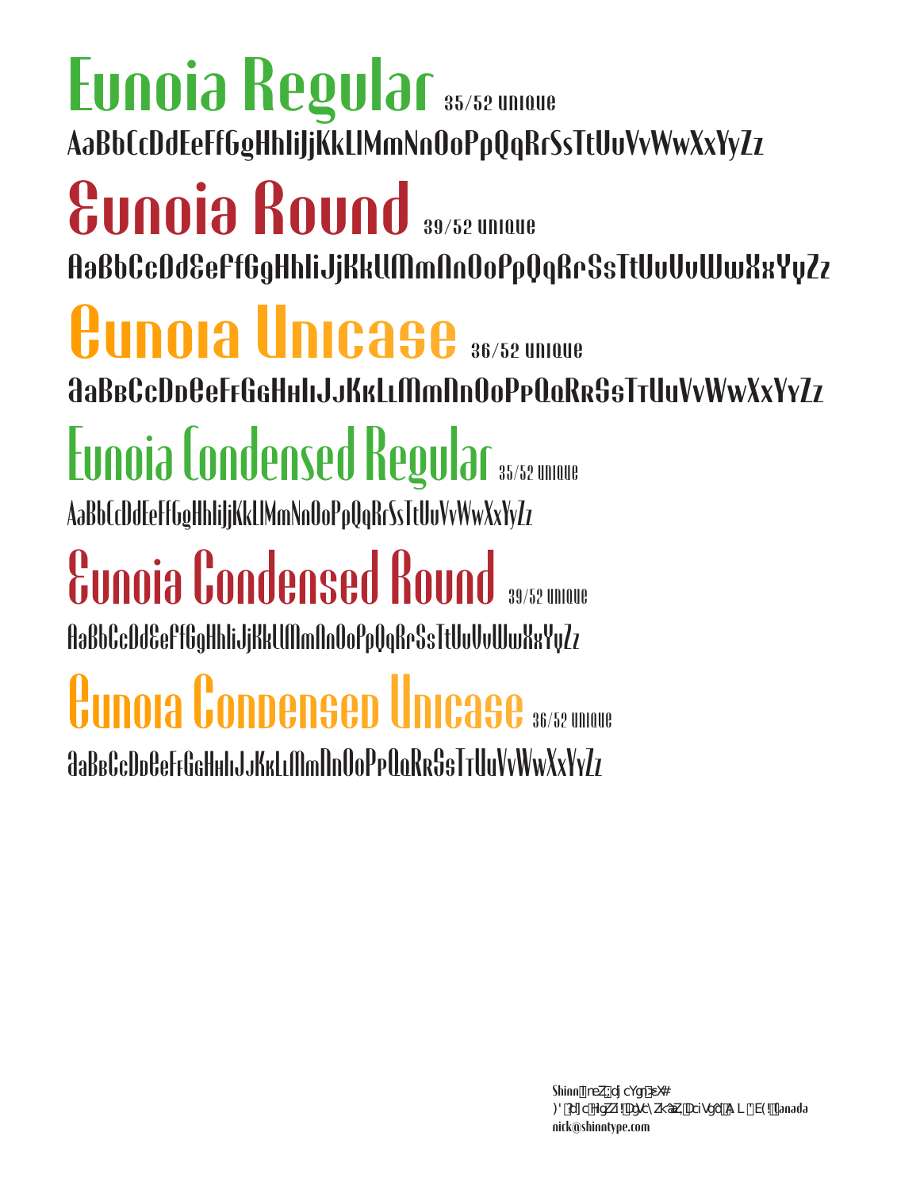# Eunoia Regular 35/52 unique

AaBbCcDdEeFfGgHhIiJjKkLlMmNnOoPpQqRrSsTtUuVvWwXxYyZz

# Eunoia Round 39/52 unique

AaBbCcDdEeFfGgHhIiJjKkLlMmNnOoPpQqRrSsTtUuVvWwXxYyZz

# Eunoia Unicase 36/52 unique

AaBbCcDdEeFfGgHhIiJjKkLlMmNnOoPpQqRrSsTtUuVvWwXxYyZz

# Eunoia Condensed Regular 35/52 unique

AaBbCcDdEeFfGgHhIiJjKkLlMmNnOoPpQqRrSsTtUuVvWwXxYyZz

# Eunoia Condensed Round 39/52 unique

AaBbCcDdEeFfGgHhIiJjKkLlMmNnOoPpQqRrSsTtUuVvWwXxYyZz

# Eunoia Condensed Unicase 36/52 unique

AaBbCcDdEeFfGgHhIiJjKkLlMmNnOoPpQqRrSsTtUuVvWwXxYyZz

Shinn Type
Canada
nick@shinntype.com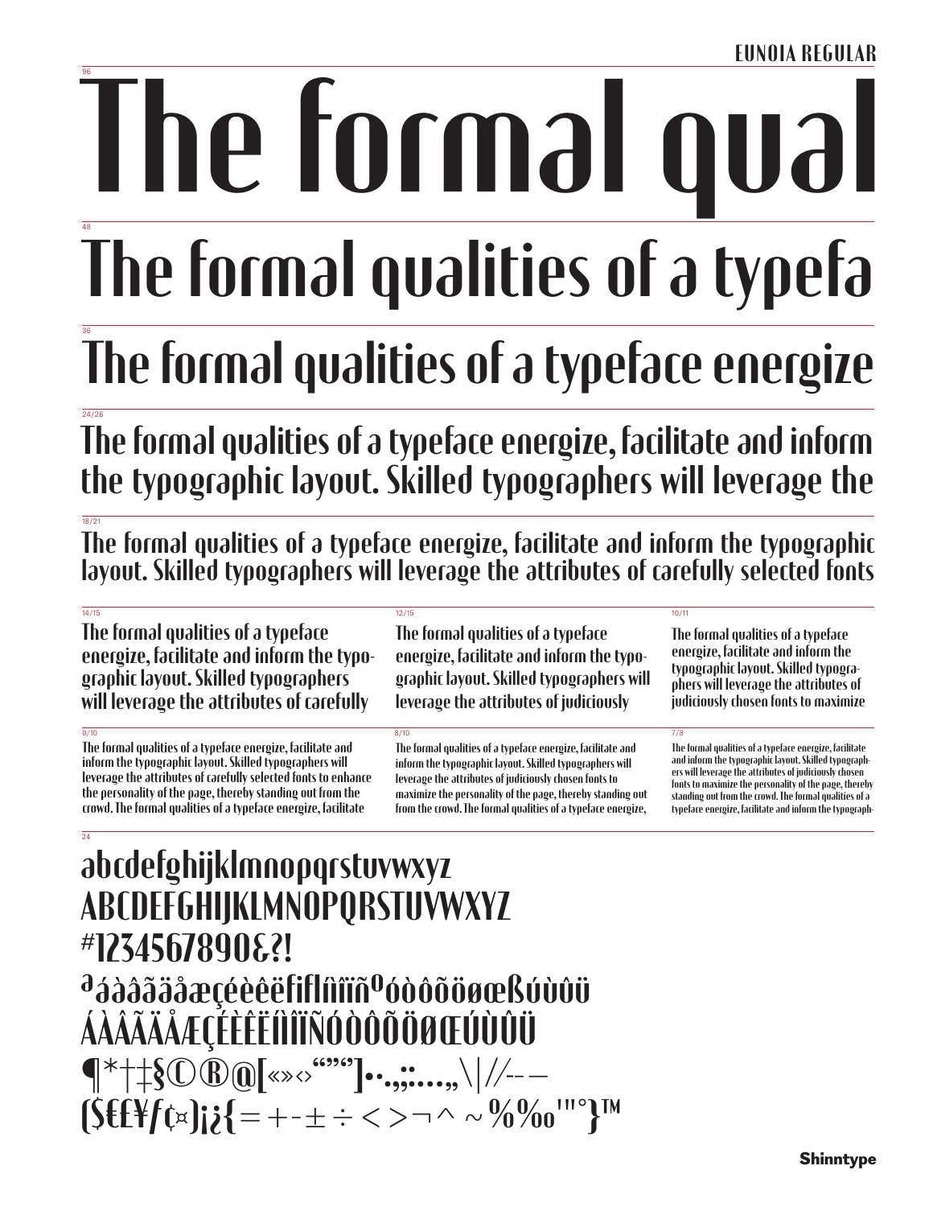EUNOIA REGULAR

96

# The formal qual

48

# The formal qualities of a typefa

36

## The formal qualities of a typeface energize

24/26

The formal qualities of a typeface energize, facilitate and inform the typographic layout. Skilled typographers will leverage the

18/21

The formal qualities of a typeface energize, facilitate and inform the typographic layout. Skilled typographers will leverage the attributes of carefully selected fonts

14/15

The formal qualities of a typeface energize, facilitate and inform the typographic layout. Skilled typographers will leverage the attributes of carefully

12/15

The formal qualities of a typeface energize, facilitate and inform the typographic layout. Skilled typographers will leverage the attributes of judiciously

10/11

The formal qualities of a typeface energize, facilitate and inform the typographic layout. Skilled typographers will leverage the attributes of judiciously chosen fonts to maximize

9/10

The formal qualities of a typeface energize, facilitate and inform the typographic layout. Skilled typographers will leverage the attributes of carefully selected fonts to enhance the personality of the page, thereby standing out from the crowd. The formal qualities of a typeface energize, facilitate

8/10

The formal qualities of a typeface energize, facilitate and inform the typographic layout. Skilled typographers will leverage the attributes of judiciously chosen fonts to maximize the personality of the page, thereby standing out from the crowd. The formal qualities of a typeface energize,

7/8

The formal qualities of a typeface energize, facilitate and inform the typographic layout. Skilled typographers will leverage the attributes of judiciously chosen fonts to maximize the personality of the page, thereby standing out from the crowd. The formal qualities of a typeface energize, facilitate and inform the typograph-

24

abcdefghijklmnopqrstuvwxyz
ABCDEFGHIJKLMNOPQRSTUVWXYZ
#1234567890&?!
ªáàâãäåæçéèêëfiflíìîïñºóòôõöøœßúùûü
ÁÀÂÃÄÅÆÇÉÈÊËÍÌÎÏÑÓÒÔÕÖØŒÚÙÛÜ
¶*†‡§©®@[«»‹›“”‘’]•·.,;:…‚„\|/-–—
($€£¥ƒ¢¤)¡¿{=+-±÷<>¬^~%‰'"°}™

Shinntype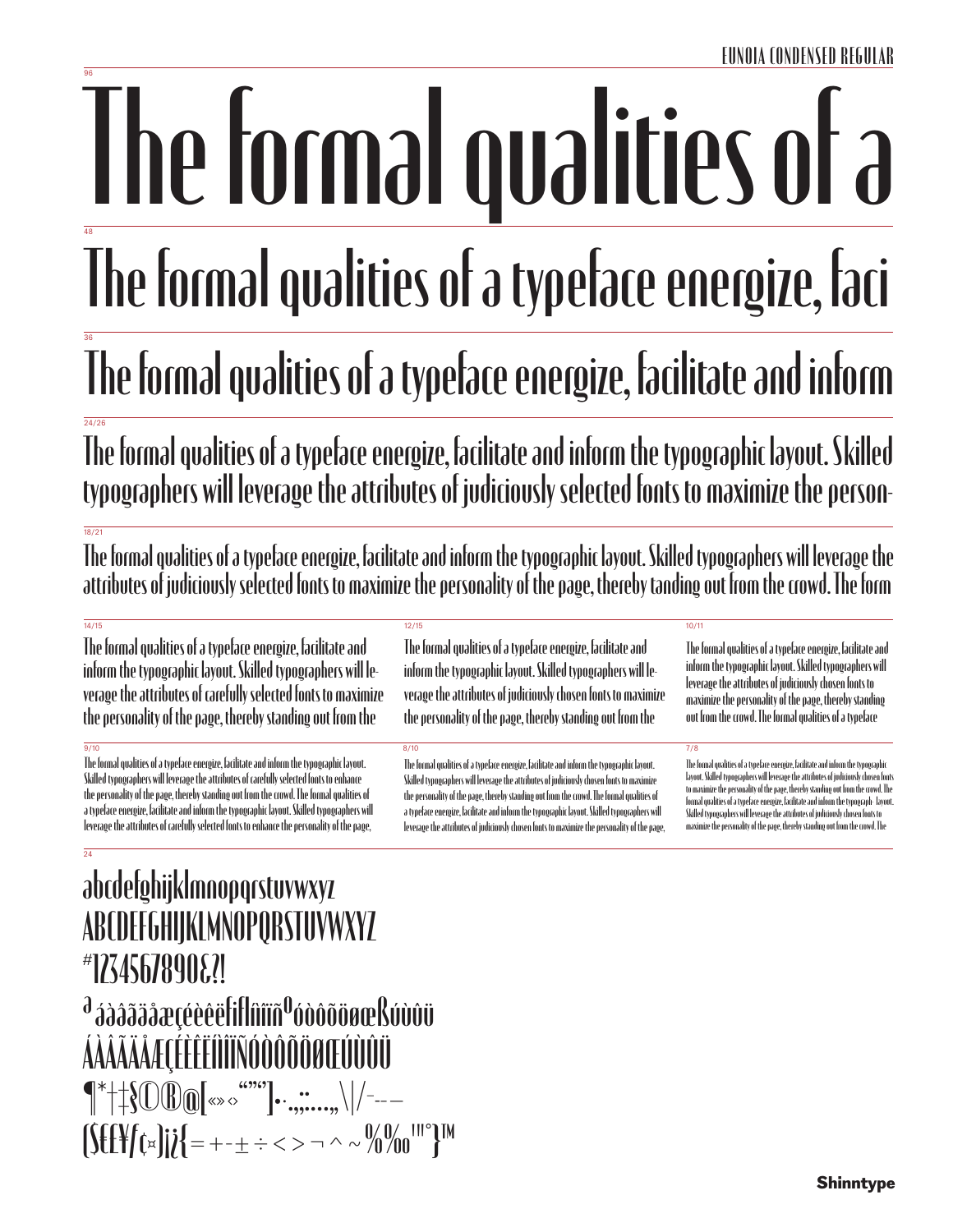EUNOIA CONDENSED REGULAR

96

# The formal qualities of a

48

## The formal qualities of a typeface energize, faci

36

### The formal qualities of a typeface energize, facilitate and inform

24/26

The formal qualities of a typeface energize, facilitate and inform the typographic layout. Skilled typographers will leverage the attributes of judiciously selected fonts to maximize the person-

18/21

The formal qualities of a typeface energize, facilitate and inform the typographic layout. Skilled typographers will leverage the attributes of judiciously selected fonts to maximize the personality of the page, thereby tanding out from the crowd. The form

14/15

The formal qualities of a typeface energize, facilitate and inform the typographic layout. Skilled typographers will leverage the attributes of carefully selected fonts to maximize the personality of the page, thereby standing out from the

12/15

The formal qualities of a typeface energize, facilitate and inform the typographic layout. Skilled typographers will leverage the attributes of judiciously chosen fonts to maximize the personality of the page, thereby standing out from the

10/11

The formal qualities of a typeface energize, facilitate and inform the typographic layout. Skilled typographers will leverage the attributes of judiciously chosen fonts to maximize the personality of the page, thereby standing out from the crowd. The formal qualities of a typeface

9/10

The formal qualities of a typeface energize, facilitate and inform the typographic layout. Skilled typographers will leverage the attributes of carefully selected fonts to enhance the personality of the page, thereby standing out from the crowd. The formal qualities of a typeface energize, facilitate and inform the typographic layout. Skilled typographers will leverage the attributes of carefully selected fonts to enhance the personality of the page,

8/10

The formal qualities of a typeface energize, facilitate and inform the typographic layout. Skilled typographers will leverage the attributes of judiciously chosen fonts to maximize the personality of the page, thereby standing out from the crowd. The formal qualities of a typeface energize, facilitate and inform the typographic layout. Skilled typographers will leverage the attributes of judiciously chosen fonts to maximize the personality of the page,

7/8

The formal qualities of a typeface energize, facilitate and inform the typographic layout. Skilled typographers will leverage the attributes of judiciously chosen fonts to maximize the personality of the page, thereby standing out from the crowd. The formal qualities of a typeface energize, facilitate and inform the typograph- layout. Skilled typographers will leverage the attributes of judiciously chosen fonts to maximize the personality of the page, thereby standing out from the crowd. The

24

abcdefghijklmnopqrstuvwxyz
ABCDEFGHIJKLMNOPQRSTUVWXYZ
#1234567890&?!
ª áàâãäåæçéèêëfiflíìîïñºóòôõöøœßúùûü
ÁÀÂÃÄÅÆÇÉÈÊËÍÌÎÏÑÓÒÔÕÖØŒÚÙÛÜ
¶*†‡§©®@[«»‹›“”‘’]•·.,;:…„‚\|/-–—
($€£¥ƒ¢¤)¡¿{=+-±÷<>¬^~%‰'"°}™

Shinntype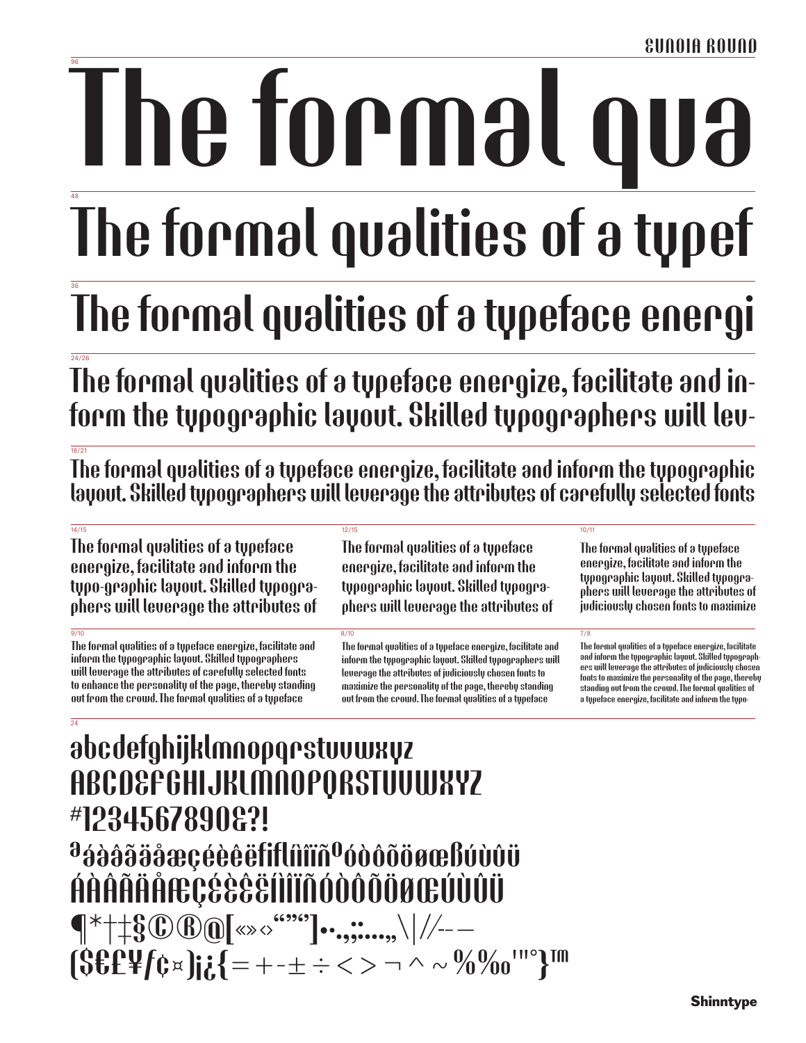EUNOIA ROUND

96

# The formal qua

48

# The formal qualities of a typef

36

## The formal qualities of a typeface energi

24/26

The formal qualities of a typeface energize, facilitate and in-form the typographic layout. Skilled typographers will lev-

18/21

The formal qualities of a typeface energize, facilitate and inform the typographic layout. Skilled typographers will leverage the attributes of carefully selected fonts

14/15

The formal qualities of a typeface energize, facilitate and inform the typo-graphic layout. Skilled typogra-phers will leverage the attributes of

12/15

The formal qualities of a typeface energize, facilitate and inform the typographic layout. Skilled typogra-phers will leverage the attributes of

10/11

The formal qualities of a typeface energize, facilitate and inform the typographic layout. Skilled typogra-phers will leverage the attributes of judiciously chosen fonts to maximize

9/10

The formal qualities of a typeface energize, facilitate and inform the typographic layout. Skilled typographers will leverage the attributes of carefully selected fonts to enhance the personality of the page, thereby standing out from the crowd. The formal qualities of a typeface

8/10

The formal qualities of a typeface energize, facilitate and inform the typographic layout. Skilled typographers will leverage the attributes of judiciously chosen fonts to maximize the personality of the page, thereby standing out from the crowd. The formal qualities of a typeface

7/8

The formal qualities of a typeface energize, facilitate and inform the typographic layout. Skilled typograph-ers will leverage the attributes of judiciously chosen fonts to maximize the personality of the page, thereby standing out from the crowd. The formal qualities of a typeface energize, facilitate and inform the typo-

24

abcdefghijklmnopqrstuvwxyz
ABCDEFGHIJKLMNOPQRSTUVWXYZ
#1234567890&?!
ªáàâãäåæçéèêëfiflíìîïñºóòôõöøœßúùûü
ÁÀÂÃÄÅÆÇÉÈÊËÍÌÎÏÑÓÒÔÕÖØŒÚÙÛÜ
¶*†‡§©®@[«»‹›“”‘’]•·.,;:…„\|//-–—
($€£¥ƒ¢¤)¡¿{=+-±÷<>¬^~%‰'''°}™

Shinntype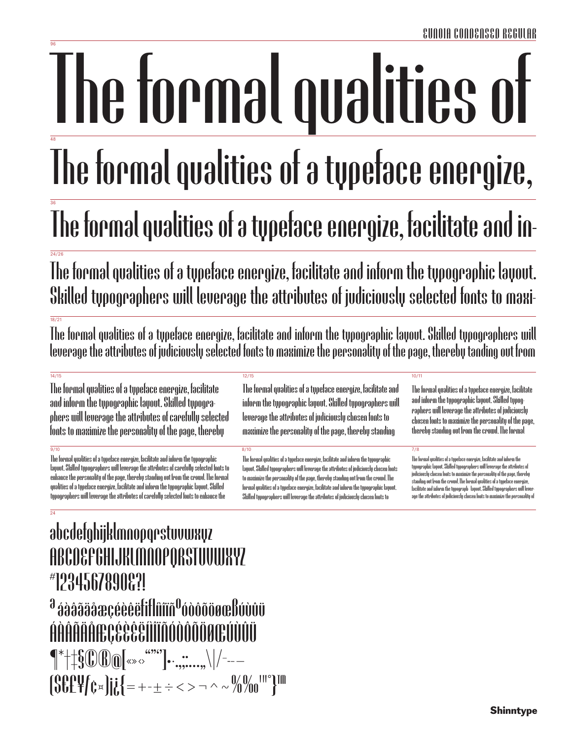EUNOIA CONDENSED REGULAR

96

# The formal qualities of

48

## The formal qualities of a typeface energize,

36

## The formal qualities of a typeface energize, facilitate and in-

24/26

The formal qualities of a typeface energize, facilitate and inform the typographic layout. Skilled typographers will leverage the attributes of judiciously selected fonts to maxi-

18/21

The formal qualities of a typeface energize, facilitate and inform the typographic layout. Skilled typographers will leverage the attributes of judiciously selected fonts to maximize the personality of the page, thereby tanding out from

14/15

The formal qualities of a typeface energize, facilitate and inform the typographic layout. Skilled typographers will leverage the attributes of carefully selected fonts to maximize the personality of the page, thereby

12/15

The formal qualities of a typeface energize, facilitate and inform the typographic layout. Skilled typographers will leverage the attributes of judiciously chosen fonts to maximize the personality of the page, thereby standing

10/11

The formal qualities of a typeface energize, facilitate and inform the typographic layout. Skilled typographers will leverage the attributes of judiciously chosen fonts to maximize the personality of the page, thereby standing out from the crowd. The formal

9/10

The formal qualities of a typeface energize, facilitate and inform the typographic layout. Skilled typographers will leverage the attributes of carefully selected fonts to enhance the personality of the page, thereby standing out from the crowd. The formal qualities of a typeface energize, facilitate and inform the typographic layout. Skilled typographers will leverage the attributes of carefully selected fonts to enhance the

8/10

The formal qualities of a typeface energize, facilitate and inform the typographic layout. Skilled typographers will leverage the attributes of judiciously chosen fonts to maximize the personality of the page, thereby standing out from the crowd. The formal qualities of a typeface energize, facilitate and inform the typographic layout. Skilled typographers will leverage the attributes of judiciously chosen fonts to

7/8

The formal qualities of a typeface energize, facilitate and inform the typographic layout. Skilled typographers will leverage the attributes of judiciously chosen fonts to maximize the personality of the page, thereby standing out from the crowd. The formal qualities of a typeface energize, facilitate and inform the typograph- layout. Skilled typographers will leverage the attributes of judiciously chosen fonts to maximize the personality of

24

abcdefghijklmnopqrstuvwxyz
ABCDEFGHIJKLMNOPQRSTUVWXYZ
#1234567890&?!
ª áàâãäåæçéèêëfiflíìîïñºóòôõöøœßúùûü
ÁÀÂÃÄÅÆÇÉÈÊËÍÌÎÏÑÓÒÔÕÖØŒÚÙÛÜ
¶*†‡§©®@[«»‹›"""'']·.,;:…„\|/‐-–—
($€£¥ƒ¢¤)¡¿{=+-±÷<>¬^~%‰'"°}™

Shinntype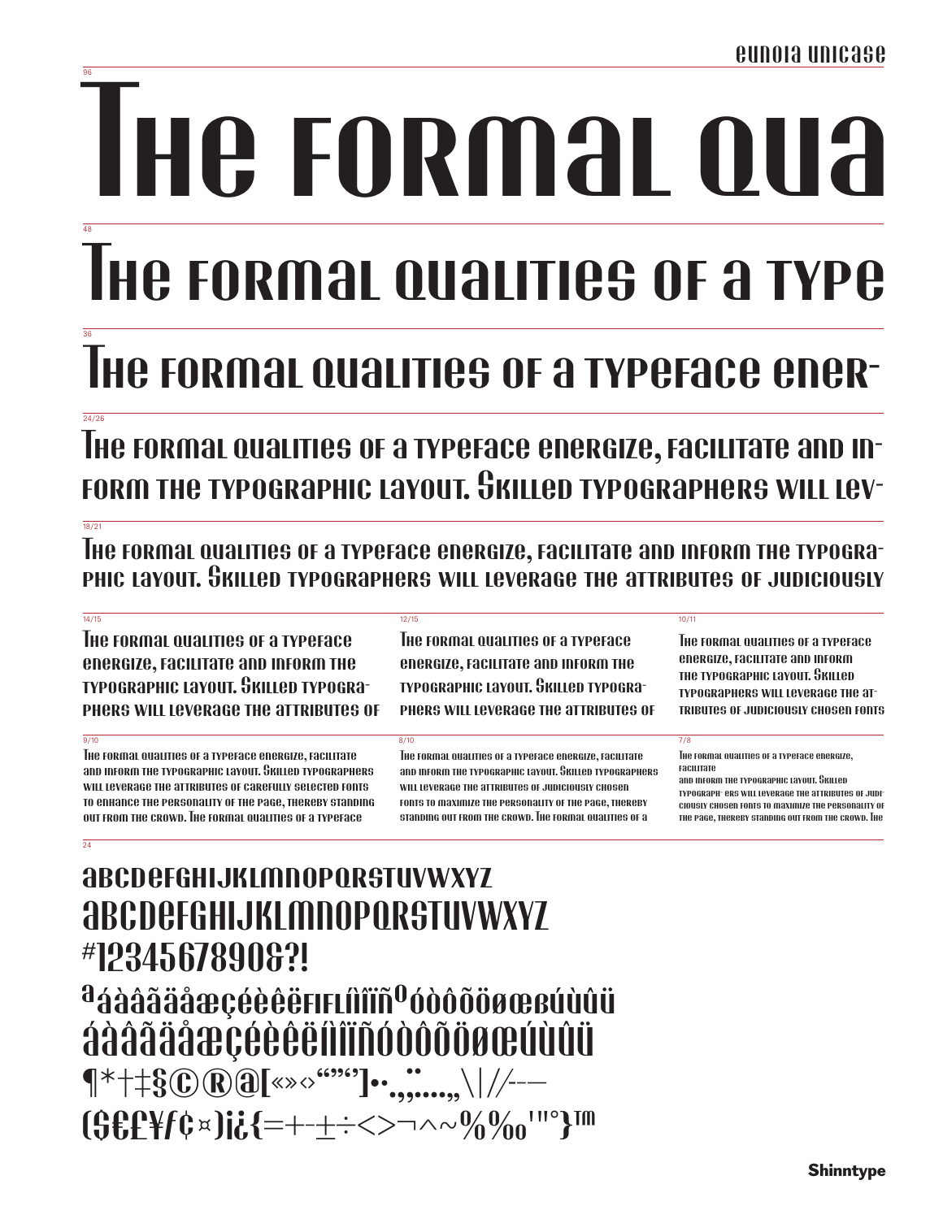eunoia unicase

96

# The formal qua

48

## The formal qualities of a type

36

### The formal qualities of a typeface ener-

24/26

The formal qualities of a typeface energize, facilitate and inform the typographic layout. Skilled typographers will lev-

18/21

The formal qualities of a typeface energize, facilitate and inform the typographic layout. Skilled typographers will leverage the attributes of judiciously

14/15

The formal qualities of a typeface energize, facilitate and inform the typographic layout. Skilled typographers will leverage the attributes of

12/15

The formal qualities of a typeface energize, facilitate and inform the typographic layout. Skilled typographers will leverage the attributes of

10/11

The formal qualities of a typeface energize, facilitate and inform the typographic layout. Skilled typographers will leverage the attributes of judiciously chosen fonts

9/10

The formal qualities of a typeface energize, facilitate and inform the typographic layout. Skilled typographers will leverage the attributes of carefully selected fonts to enhance the personality of the page, thereby standing out from the crowd. The formal qualities of a typeface

8/10

The formal qualities of a typeface energize, facilitate and inform the typographic layout. Skilled typographers will leverage the attributes of judiciously chosen fonts to maximize the personality of the page, thereby standing out from the crowd. The formal qualities of a

7/8

The formal qualities of a typeface energize, facilitate and inform the typographic layout. Skilled typographi- ers will leverage the attributes of judiciously chosen fonts to maximize the personality of the page, thereby standing out from the crowd. The

24

ABCDEFGHIJKLMNOPQRSTUVWXYZ
ABCDEFGHIJKLMNOPQRSTUVWXYZ
#1234567890&?!
ªáàâãäåæçéèêëﬁﬂíìîïñºóòôõöøœßúùûü
áàâãäåæçéèêëíìîïñóòôõöøœúùûü
¶*†‡§©®@[«»‹›“”‘’]•·.,:;…„‚\|//-–—
($€£¥ƒ¢¤)¡¿{=+-±÷<>¬^~%‰'"°}™

Shinntype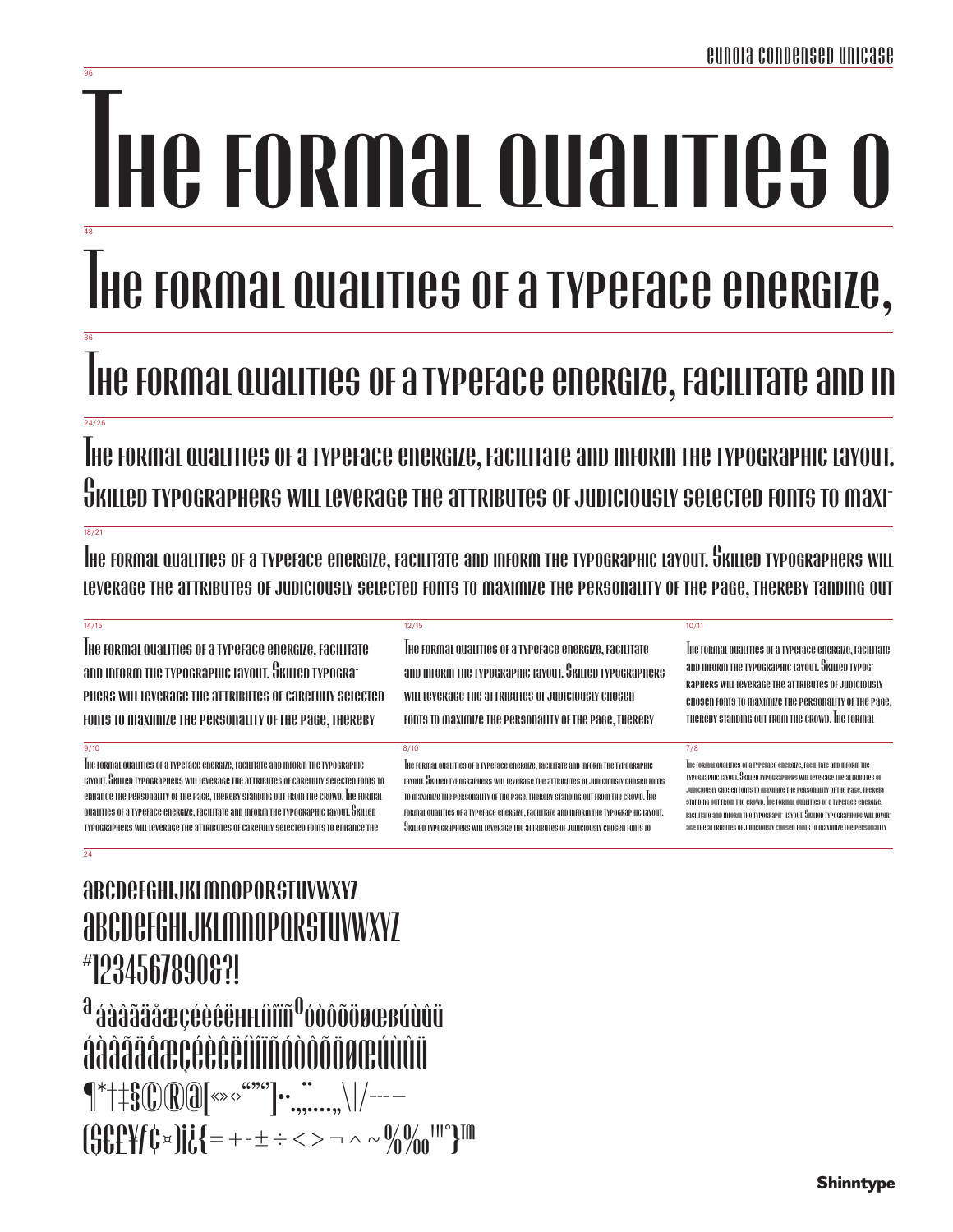# Eunoia Condensed Unicase

96

# The formal qualities o

48

## The formal qualities of a typeface energize,

36

## The formal qualities of a typeface energize, facilitate and in

24/26

The formal qualities of a typeface energize, facilitate and inform the typographic layout. Skilled typographers will leverage the attributes of judiciously selected fonts to maxi-

18/21

The formal qualities of a typeface energize, facilitate and inform the typographic layout. Skilled typographers will leverage the attributes of judiciously selected fonts to maximize the personality of the page, thereby tanding out

14/15

The formal qualities of a typeface energize, facilitate and inform the typographic layout. Skilled typographers will leverage the attributes of carefully selected fonts to maximize the personality of the page, thereby

12/15

The formal qualities of a typeface energize, facilitate and inform the typographic layout. Skilled typographers will leverage the attributes of judiciously chosen fonts to maximize the personality of the page, thereby

10/11

The formal qualities of a typeface energize, facilitate and inform the typographic layout. Skilled typographers will leverage the attributes of judiciously chosen fonts to maximize the personality of the page, thereby standing out from the crowd. The formal

9/10

The formal qualities of a typeface energize, facilitate and inform the typographic layout. Skilled typographers will leverage the attributes of carefully selected fonts to enhance the personality of the page, thereby standing out from the crowd. The formal qualities of a typeface energize, facilitate and inform the typographic layout. Skilled typographers will leverage the attributes of carefully selected fonts to enhance the

8/10

The formal qualities of a typeface energize, facilitate and inform the typographic layout. Skilled typographers will leverage the attributes of judiciously chosen fonts to maximize the personality of the page, thereby standing out from the crowd. The formal qualities of a typeface energize, facilitate and inform the typographic layout. Skilled typographers will leverage the attributes of judiciously chosen fonts to

7/8

The formal qualities of a typeface energize, facilitate and inform the typographic layout. Skilled typographers will leverage the attributes of judiciously chosen fonts to maximize the personality of the page, thereby standing out from the crowd. The formal qualities of a typeface energize, facilitate and inform the typograph- layout. Skilled typographers will leverage the attributes of judiciously chosen fonts to maximize the personality

24

abcdefghijklmnopqrstuvwxyz
ABCDEFGHIJKLMNOPQRSTUVWXYZ
#1234567890&?!
ª áàâãäåæçéèêëfifléíìîïñºóòôõöøœßúùûü
ÁÀÂÃÄÅÆÇÉÈÊËÍÌÎÏÑÓÒÔÕÖØŒÚÙÛÜ
¶*†‡§©®@[«»‹›“”‘’]•·.:;,…„\|/-–—
($€£¥ƒ¢¤)¡¿{=+-±÷<>¬^~%‰'''°}™

**Shinntype**